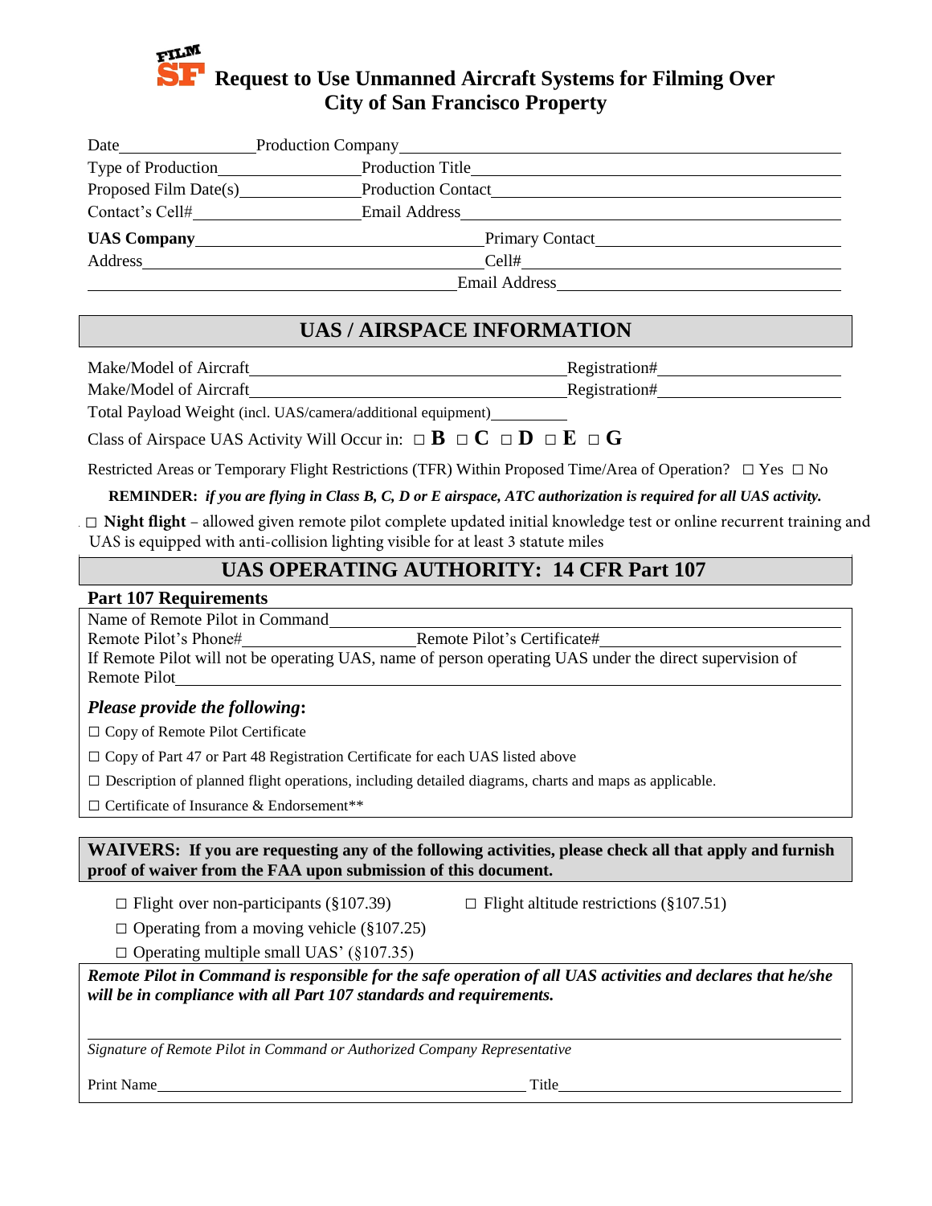# FILM SF Request to Use Unmanned Aircraft Systems for Filming Over City of San Francisco Property

Date\_\_\_\_\_\_\_\_\_\_\_\_\_\_\_\_ Production Company\_\_\_\_\_\_\_\_\_\_\_\_\_\_\_\_\_\_\_\_\_\_\_\_\_\_\_\_\_\_\_\_\_\_\_\_\_\_\_\_

Type of Production\_\_\_\_\_\_\_\_\_\_\_\_\_\_\_\_ Production Title\_\_\_\_\_\_\_\_\_\_\_\_\_\_\_\_\_\_\_\_\_\_\_\_\_\_\_\_\_\_\_\_\_\_\_\_

Proposed Film Date(s)\_\_\_\_\_\_\_\_\_\_\_\_\_\_ Production Contact\_\_\_\_\_\_\_\_\_\_\_\_\_\_\_\_\_\_\_\_\_\_\_\_\_\_\_\_\_\_\_\_\_\_

Contact's Cell#\_\_\_\_\_\_\_\_\_\_\_\_\_\_\_\_\_\_\_\_ Email Address\_\_\_\_\_\_\_\_\_\_\_\_\_\_\_\_\_\_\_\_\_\_\_\_\_\_\_\_\_\_\_\_\_\_\_\_\_\_

**UAS Company**\_\_\_\_\_\_\_\_\_\_\_\_\_\_\_\_\_\_\_\_\_\_\_\_\_\_\_\_\_\_\_\_\_\_\_\_ Primary Contact\_\_\_\_\_\_\_\_\_\_\_\_\_\_\_\_\_\_\_\_\_\_\_\_\_\_\_\_\_\_

Address\_\_\_\_\_\_\_\_\_\_\_\_\_\_\_\_\_\_\_\_\_\_\_\_\_\_\_\_\_\_\_\_\_\_\_\_\_\_\_\_\_\_\_\_\_\_ Cell#\_\_\_\_\_\_\_\_\_\_\_\_\_\_\_\_\_\_\_\_\_\_\_\_\_\_\_\_\_\_\_\_\_\_\_\_\_\_\_\_

\_\_\_\_\_\_\_\_\_\_\_\_\_\_\_\_\_\_\_\_\_\_\_\_\_\_\_\_\_\_\_\_\_\_\_\_\_\_\_\_\_\_\_\_\_\_\_\_\_\_\_\_\_\_ Email Address\_\_\_\_\_\_\_\_\_\_\_\_\_\_\_\_\_\_\_\_\_\_\_\_\_\_\_\_\_\_\_\_\_\_\_\_\_\_

## UAS / AIRSPACE INFORMATION

Make/Model of Aircraft\_\_\_\_\_\_\_\_\_\_\_\_\_\_\_\_\_\_\_\_\_\_\_\_\_\_\_\_\_\_\_\_\_\_\_\_\_\_\_\_\_\_\_\_ Registration#\_\_\_\_\_\_\_\_\_\_\_\_\_\_\_\_\_\_\_\_\_\_\_\_

Make/Model of Aircraft\_\_\_\_\_\_\_\_\_\_\_\_\_\_\_\_\_\_\_\_\_\_\_\_\_\_\_\_\_\_\_\_\_\_\_\_\_\_\_\_\_\_\_\_ Registration#\_\_\_\_\_\_\_\_\_\_\_\_\_\_\_\_\_\_\_\_\_\_\_\_

Total Payload Weight (incl. UAS/camera/additional equipment)\_\_\_\_\_\_\_\_\_\_\_

Class of Airspace UAS Activity Will Occur in: ☐ **B** ☐ **C** ☐ **D** ☐ **E** ☐ **G**

Restricted Areas or Temporary Flight Restrictions (TFR) Within Proposed Time/Area of Operation? ☐ Yes ☐ No

**REMINDER:** ***if you are flying in Class B, C, D or E airspace, ATC authorization is required for all UAS activity.***

☐ **Night flight** – allowed given remote pilot complete updated initial knowledge test or online recurrent training and UAS is equipped with anti-collision lighting visible for at least 3 statute miles

## UAS OPERATING AUTHORITY: 14 CFR Part 107

**Part 107 Requirements**

Name of Remote Pilot in Command\_\_\_\_\_\_\_\_\_\_\_\_\_\_\_\_\_\_\_\_\_\_\_\_\_\_\_\_\_\_\_\_\_\_\_\_\_\_\_\_\_\_\_\_\_\_\_\_\_\_\_\_\_\_\_\_\_\_\_\_\_\_\_\_

Remote Pilot's Phone#\_\_\_\_\_\_\_\_\_\_\_\_\_\_\_\_\_\_\_\_\_\_\_\_ Remote Pilot's Certificate#\_\_\_\_\_\_\_\_\_\_\_\_\_\_\_\_\_\_\_\_\_\_\_\_\_\_\_\_\_\_\_\_\_\_\_\_

If Remote Pilot will not be operating UAS, name of person operating UAS under the direct supervision of Remote Pilot\_\_\_\_\_\_\_\_\_\_\_\_\_\_\_\_\_\_\_\_\_\_\_\_\_\_\_\_\_\_\_\_\_\_\_\_\_\_\_\_\_\_\_\_\_\_\_\_\_\_\_\_\_\_\_\_\_\_\_\_\_\_\_\_\_\_\_\_\_\_\_\_\_\_\_\_\_\_\_\_\_\_

***Please provide the following:***

☐ Copy of Remote Pilot Certificate

☐ Copy of Part 47 or Part 48 Registration Certificate for each UAS listed above

☐ Description of planned flight operations, including detailed diagrams, charts and maps as applicable.

☐ Certificate of Insurance & Endorsement**

**WAIVERS: If you are requesting any of the following activities, please check all that apply and furnish proof of waiver from the FAA upon submission of this document.**

☐ Flight over non-participants (§107.39)

☐ Flight altitude restrictions (§107.51)

☐ Operating from a moving vehicle (§107.25)

☐ Operating multiple small UAS' (§107.35)

***Remote Pilot in Command is responsible for the safe operation of all UAS activities and declares that he/she will be in compliance with all Part 107 standards and requirements.***

\_\_\_\_\_\_\_\_\_\_\_\_\_\_\_\_\_\_\_\_\_\_\_\_\_\_\_\_\_\_\_\_\_\_\_\_\_\_\_\_\_\_\_\_\_\_\_\_\_\_\_\_\_\_\_\_\_\_\_\_\_\_\_\_\_\_\_\_\_\_\_\_\_\_\_\_\_\_\_\_\_\_\_\_\_\_\_\_\_\_\_\_\_\_\_\_

*Signature of Remote Pilot in Command or Authorized Company Representative*

Print Name\_\_\_\_\_\_\_\_\_\_\_\_\_\_\_\_\_\_\_\_\_\_\_\_\_\_\_\_\_\_\_\_\_\_\_\_\_\_\_\_\_\_\_\_\_\_\_\_\_\_\_\_\_\_\_\_ Title\_\_\_\_\_\_\_\_\_\_\_\_\_\_\_\_\_\_\_\_\_\_\_\_\_\_\_\_\_\_\_\_\_\_\_\_\_\_\_\_\_\_\_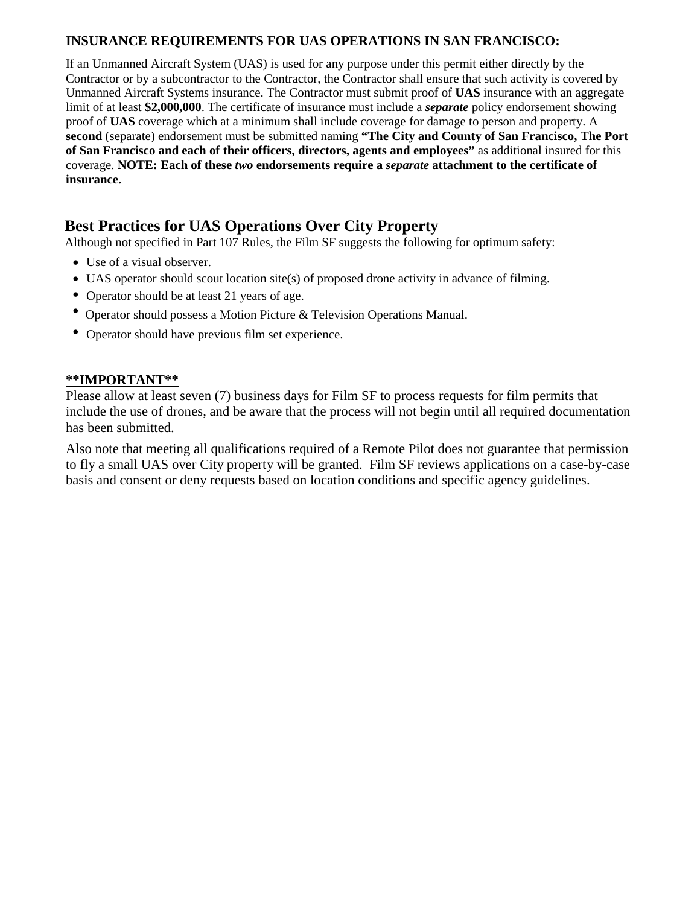**INSURANCE REQUIREMENTS FOR UAS OPERATIONS IN SAN FRANCISCO:**

If an Unmanned Aircraft System (UAS) is used for any purpose under this permit either directly by the Contractor or by a subcontractor to the Contractor, the Contractor shall ensure that such activity is covered by Unmanned Aircraft Systems insurance. The Contractor must submit proof of **UAS** insurance with an aggregate limit of at least **$2,000,000**. The certificate of insurance must include a ***separate*** policy endorsement showing proof of **UAS** coverage which at a minimum shall include coverage for damage to person and property. A **second** (separate) endorsement must be submitted naming **"The City and County of San Francisco, The Port of San Francisco and each of their officers, directors, agents and employees"** as additional insured for this coverage. **NOTE: Each of these *two* endorsements require a *separate* attachment to the certificate of insurance.**

## Best Practices for UAS Operations Over City Property

Although not specified in Part 107 Rules, the Film SF suggests the following for optimum safety:

- Use of a visual observer.
- UAS operator should scout location site(s) of proposed drone activity in advance of filming.
- Operator should be at least 21 years of age.
- Operator should possess a Motion Picture & Television Operations Manual.
- Operator should have previous film set experience.

**<u>**IMPORTANT**</u>**

Please allow at least seven (7) business days for Film SF to process requests for film permits that include the use of drones, and be aware that the process will not begin until all required documentation has been submitted.

Also note that meeting all qualifications required of a Remote Pilot does not guarantee that permission to fly a small UAS over City property will be granted. Film SF reviews applications on a case-by-case basis and consent or deny requests based on location conditions and specific agency guidelines.